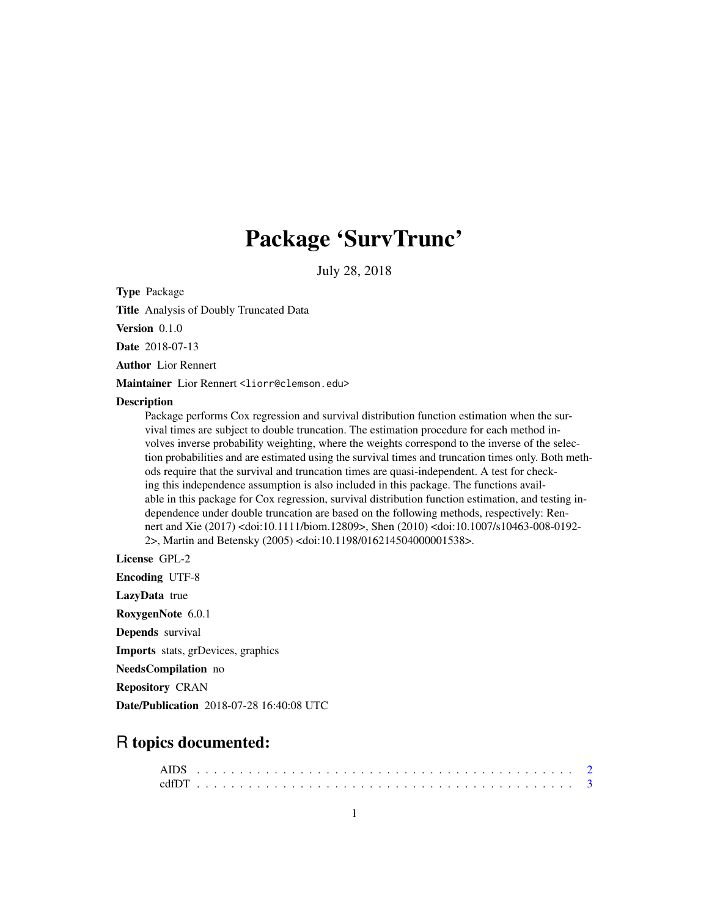# Package 'SurvTrunc'

July 28, 2018

**Type** Package

**Title** Analysis of Doubly Truncated Data

**Version** 0.1.0

**Date** 2018-07-13

**Author** Lior Rennert

**Maintainer** Lior Rennert <liorr@clemson.edu>

**Description**
Package performs Cox regression and survival distribution function estimation when the survival times are subject to double truncation. The estimation procedure for each method involves inverse probability weighting, where the weights correspond to the inverse of the selection probabilities and are estimated using the survival times and truncation times only. Both methods require that the survival and truncation times are quasi-independent. A test for checking this independence assumption is also included in this package. The functions available in this package for Cox regression, survival distribution function estimation, and testing independence under double truncation are based on the following methods, respectively: Rennert and Xie (2017) <doi:10.1111/biom.12809>, Shen (2010) <doi:10.1007/s10463-008-0192-2>, Martin and Betensky (2005) <doi:10.1198/016214504000001538>.

**License** GPL-2

**Encoding** UTF-8

**LazyData** true

**RoxygenNote** 6.0.1

**Depends** survival

**Imports** stats, grDevices, graphics

**NeedsCompilation** no

**Repository** CRAN

**Date/Publication** 2018-07-28 16:40:08 UTC

## R topics documented:

AIDS . . . . . . . . . . . . . . . . . . . . . . . . . . . . . . . . . . . . . . . . . . 2
cdfDT . . . . . . . . . . . . . . . . . . . . . . . . . . . . . . . . . . . . . . . . . . 3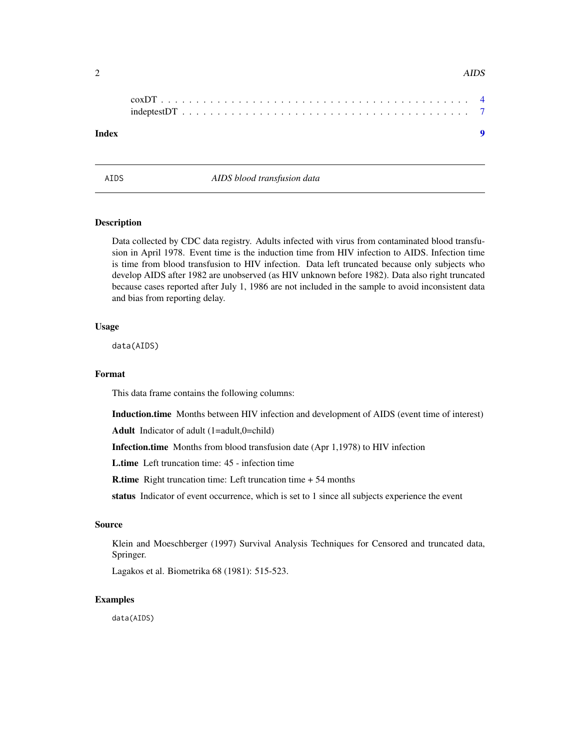coxDT . . . . . . . . . . . . . . . . . . . . . . . . . . . . . . . . . . . . . . . . . 4
indeptestDT . . . . . . . . . . . . . . . . . . . . . . . . . . . . . . . . . . . . . . 7

**Index** **9**

---

AIDS *AIDS blood transfusion data*

---

### Description

Data collected by CDC data registry. Adults infected with virus from contaminated blood transfusion in April 1978. Event time is the induction time from HIV infection to AIDS. Infection time is time from blood transfusion to HIV infection. Data left truncated because only subjects who develop AIDS after 1982 are unobserved (as HIV unknown before 1982). Data also right truncated because cases reported after July 1, 1986 are not included in the sample to avoid inconsistent data and bias from reporting delay.

### Usage

```
data(AIDS)
```

### Format

This data frame contains the following columns:

**Induction.time** Months between HIV infection and development of AIDS (event time of interest)

**Adult** Indicator of adult (1=adult,0=child)

**Infection.time** Months from blood transfusion date (Apr 1,1978) to HIV infection

**L.time** Left truncation time: 45 - infection time

**R.time** Right truncation time: Left truncation time + 54 months

**status** Indicator of event occurrence, which is set to 1 since all subjects experience the event

### Source

Klein and Moeschberger (1997) Survival Analysis Techniques for Censored and truncated data, Springer.

Lagakos et al. Biometrika 68 (1981): 515-523.

### Examples

```
data(AIDS)
```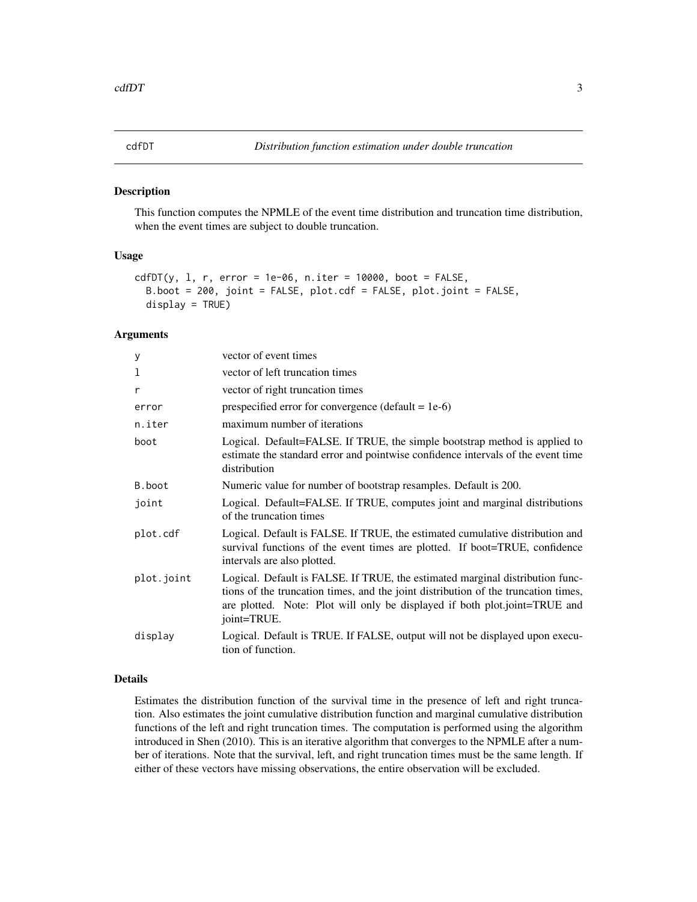## cdfDT — *Distribution function estimation under double truncation*

### Description

This function computes the NPMLE of the event time distribution and truncation time distribution, when the event times are subject to double truncation.

### Usage

```
cdfDT(y, l, r, error = 1e-06, n.iter = 10000, boot = FALSE,
  B.boot = 200, joint = FALSE, plot.cdf = FALSE, plot.joint = FALSE,
  display = TRUE)
```

### Arguments

| | |
|---|---|
| `y` | vector of event times |
| `l` | vector of left truncation times |
| `r` | vector of right truncation times |
| `error` | prespecified error for convergence (default = 1e-6) |
| `n.iter` | maximum number of iterations |
| `boot` | Logical. Default=FALSE. If TRUE, the simple bootstrap method is applied to estimate the standard error and pointwise confidence intervals of the event time distribution |
| `B.boot` | Numeric value for number of bootstrap resamples. Default is 200. |
| `joint` | Logical. Default=FALSE. If TRUE, computes joint and marginal distributions of the truncation times |
| `plot.cdf` | Logical. Default is FALSE. If TRUE, the estimated cumulative distribution and survival functions of the event times are plotted. If boot=TRUE, confidence intervals are also plotted. |
| `plot.joint` | Logical. Default is FALSE. If TRUE, the estimated marginal distribution functions of the truncation times, and the joint distribution of the truncation times, are plotted. Note: Plot will only be displayed if both plot.joint=TRUE and joint=TRUE. |
| `display` | Logical. Default is TRUE. If FALSE, output will not be displayed upon execution of function. |

### Details

Estimates the distribution function of the survival time in the presence of left and right truncation. Also estimates the joint cumulative distribution function and marginal cumulative distribution functions of the left and right truncation times. The computation is performed using the algorithm introduced in Shen (2010). This is an iterative algorithm that converges to the NPMLE after a number of iterations. Note that the survival, left, and right truncation times must be the same length. If either of these vectors have missing observations, the entire observation will be excluded.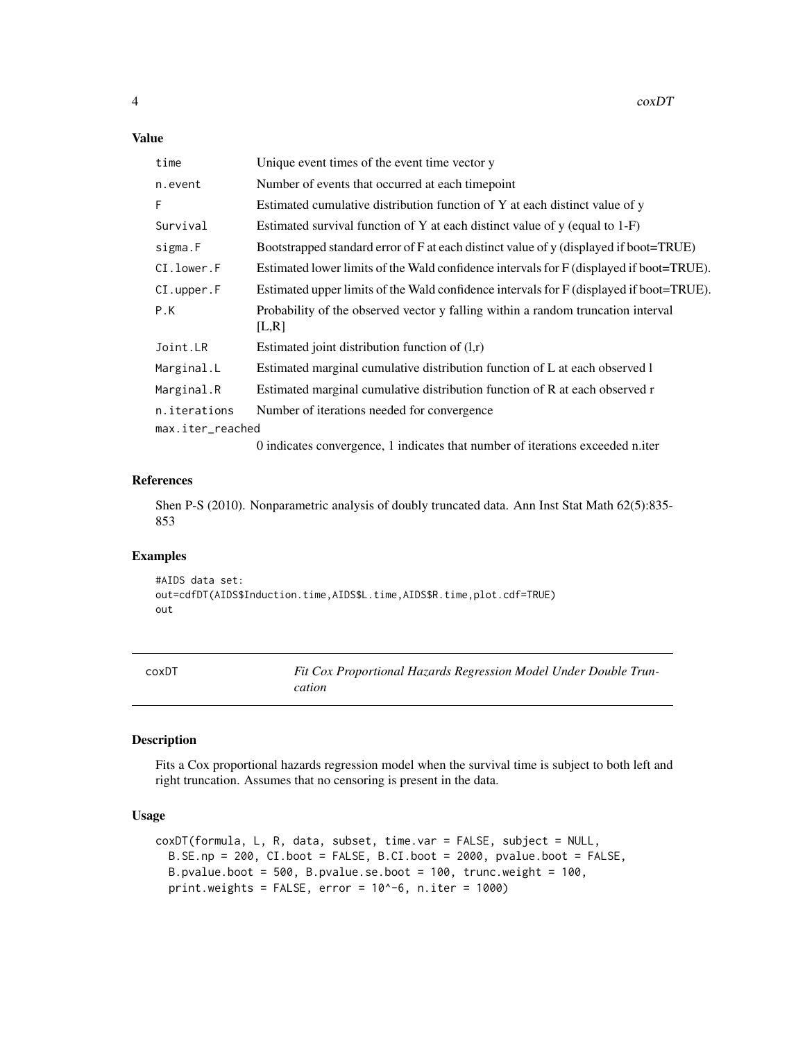### Value

| | |
|---|---|
| time | Unique event times of the event time vector y |
| n.event | Number of events that occurred at each timepoint |
| F | Estimated cumulative distribution function of Y at each distinct value of y |
| Survival | Estimated survival function of Y at each distinct value of y (equal to 1-F) |
| sigma.F | Bootstrapped standard error of F at each distinct value of y (displayed if boot=TRUE) |
| CI.lower.F | Estimated lower limits of the Wald confidence intervals for F (displayed if boot=TRUE). |
| CI.upper.F | Estimated upper limits of the Wald confidence intervals for F (displayed if boot=TRUE). |
| P.K | Probability of the observed vector y falling within a random truncation interval [L,R] |
| Joint.LR | Estimated joint distribution function of (l,r) |
| Marginal.L | Estimated marginal cumulative distribution function of L at each observed l |
| Marginal.R | Estimated marginal cumulative distribution function of R at each observed r |
| n.iterations | Number of iterations needed for convergence |
| max.iter_reached | 0 indicates convergence, 1 indicates that number of iterations exceeded n.iter |

### References

Shen P-S (2010). Nonparametric analysis of doubly truncated data. Ann Inst Stat Math 62(5):835-853

### Examples

```
#AIDS data set:
out=cdfDT(AIDS$Induction.time,AIDS$L.time,AIDS$R.time,plot.cdf=TRUE)
out
```

---

## coxDT — *Fit Cox Proportional Hazards Regression Model Under Double Truncation*

### Description

Fits a Cox proportional hazards regression model when the survival time is subject to both left and right truncation. Assumes that no censoring is present in the data.

### Usage

```
coxDT(formula, L, R, data, subset, time.var = FALSE, subject = NULL,
  B.SE.np = 200, CI.boot = FALSE, B.CI.boot = 2000, pvalue.boot = FALSE,
  B.pvalue.boot = 500, B.pvalue.se.boot = 100, trunc.weight = 100,
  print.weights = FALSE, error = 10^-6, n.iter = 1000)
```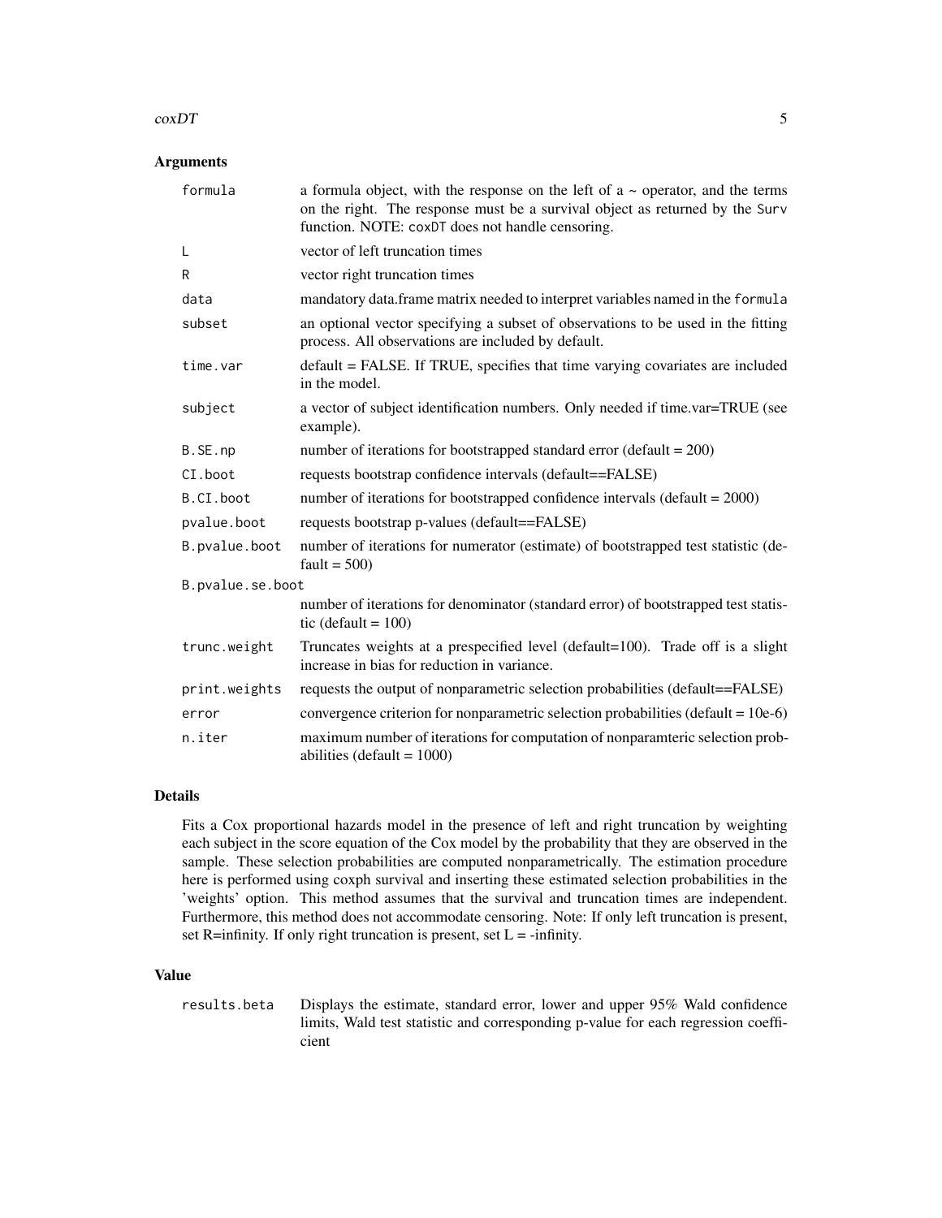### Arguments

| | |
|---|---|
| `formula` | a formula object, with the response on the left of a ~ operator, and the terms on the right. The response must be a survival object as returned by the `Surv` function. NOTE: `coxDT` does not handle censoring. |
| `L` | vector of left truncation times |
| `R` | vector right truncation times |
| `data` | mandatory data.frame matrix needed to interpret variables named in the `formula` |
| `subset` | an optional vector specifying a subset of observations to be used in the fitting process. All observations are included by default. |
| `time.var` | default = FALSE. If TRUE, specifies that time varying covariates are included in the model. |
| `subject` | a vector of subject identification numbers. Only needed if time.var=TRUE (see example). |
| `B.SE.np` | number of iterations for bootstrapped standard error (default = 200) |
| `CI.boot` | requests bootstrap confidence intervals (default==FALSE) |
| `B.CI.boot` | number of iterations for bootstrapped confidence intervals (default = 2000) |
| `pvalue.boot` | requests bootstrap p-values (default==FALSE) |
| `B.pvalue.boot` | number of iterations for numerator (estimate) of bootstrapped test statistic (default = 500) |
| `B.pvalue.se.boot` | number of iterations for denominator (standard error) of bootstrapped test statistic (default = 100) |
| `trunc.weight` | Truncates weights at a prespecified level (default=100). Trade off is a slight increase in bias for reduction in variance. |
| `print.weights` | requests the output of nonparametric selection probabilities (default==FALSE) |
| `error` | convergence criterion for nonparametric selection probabilities (default = 10e-6) |
| `n.iter` | maximum number of iterations for computation of nonparamteric selection probabilities (default = 1000) |

### Details

Fits a Cox proportional hazards model in the presence of left and right truncation by weighting each subject in the score equation of the Cox model by the probability that they are observed in the sample. These selection probabilities are computed nonparametrically. The estimation procedure here is performed using coxph survival and inserting these estimated selection probabilities in the 'weights' option. This method assumes that the survival and truncation times are independent. Furthermore, this method does not accommodate censoring. Note: If only left truncation is present, set R=infinity. If only right truncation is present, set L = -infinity.

### Value

| | |
|---|---|
| `results.beta` | Displays the estimate, standard error, lower and upper 95% Wald confidence limits, Wald test statistic and corresponding p-value for each regression coefficient |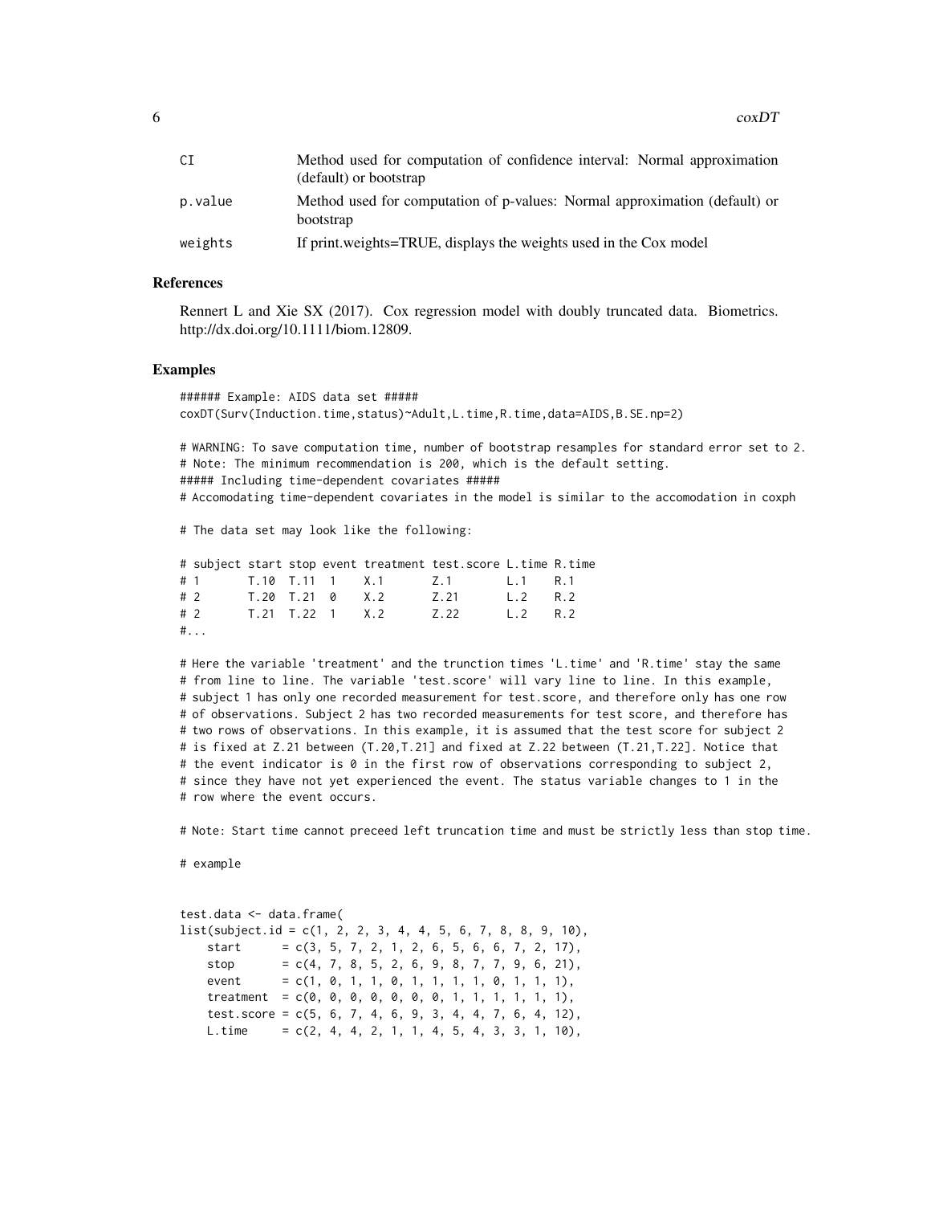| | |
|---|---|
| CI | Method used for computation of confidence interval: Normal approximation (default) or bootstrap |
| p.value | Method used for computation of p-values: Normal approximation (default) or bootstrap |
| weights | If print.weights=TRUE, displays the weights used in the Cox model |

## References

Rennert L and Xie SX (2017). Cox regression model with doubly truncated data. Biometrics. http://dx.doi.org/10.1111/biom.12809.

## Examples

```
###### Example: AIDS data set #####
coxDT(Surv(Induction.time,status)~Adult,L.time,R.time,data=AIDS,B.SE.np=2)

# WARNING: To save computation time, number of bootstrap resamples for standard error set to 2.
# Note: The minimum recommendation is 200, which is the default setting.
##### Including time-dependent covariates #####
# Accomodating time-dependent covariates in the model is similar to the accomodation in coxph

# The data set may look like the following:

# subject start stop event treatment test.score L.time R.time
# 1       T.10  T.11  1    X.1       Z.1        L.1    R.1
# 2       T.20  T.21  0    X.2       Z.21       L.2    R.2
# 2       T.21  T.22  1    X.2       Z.22       L.2    R.2
#...

# Here the variable 'treatment' and the trunction times 'L.time' and 'R.time' stay the same
# from line to line. The variable 'test.score' will vary line to line. In this example,
# subject 1 has only one recorded measurement for test.score, and therefore only has one row
# of observations. Subject 2 has two recorded measurements for test score, and therefore has
# two rows of observations. In this example, it is assumed that the test score for subject 2
# is fixed at Z.21 between (T.20,T.21] and fixed at Z.22 between (T.21,T.22]. Notice that
# the event indicator is 0 in the first row of observations corresponding to subject 2,
# since they have not yet experienced the event. The status variable changes to 1 in the
# row where the event occurs.

# Note: Start time cannot preceed left truncation time and must be strictly less than stop time.

# example


test.data <- data.frame(
list(subject.id = c(1, 2, 2, 3, 4, 4, 5, 6, 7, 8, 8, 9, 10),
    start      = c(3, 5, 7, 2, 1, 2, 6, 5, 6, 6, 7, 2, 17),
    stop       = c(4, 7, 8, 5, 2, 6, 9, 8, 7, 7, 9, 6, 21),
    event      = c(1, 0, 1, 1, 0, 1, 1, 1, 1, 0, 1, 1, 1),
    treatment  = c(0, 0, 0, 0, 0, 0, 0, 1, 1, 1, 1, 1, 1),
    test.score = c(5, 6, 7, 4, 6, 9, 3, 4, 4, 7, 6, 4, 12),
    L.time     = c(2, 4, 4, 2, 1, 1, 4, 5, 4, 3, 3, 1, 10),
```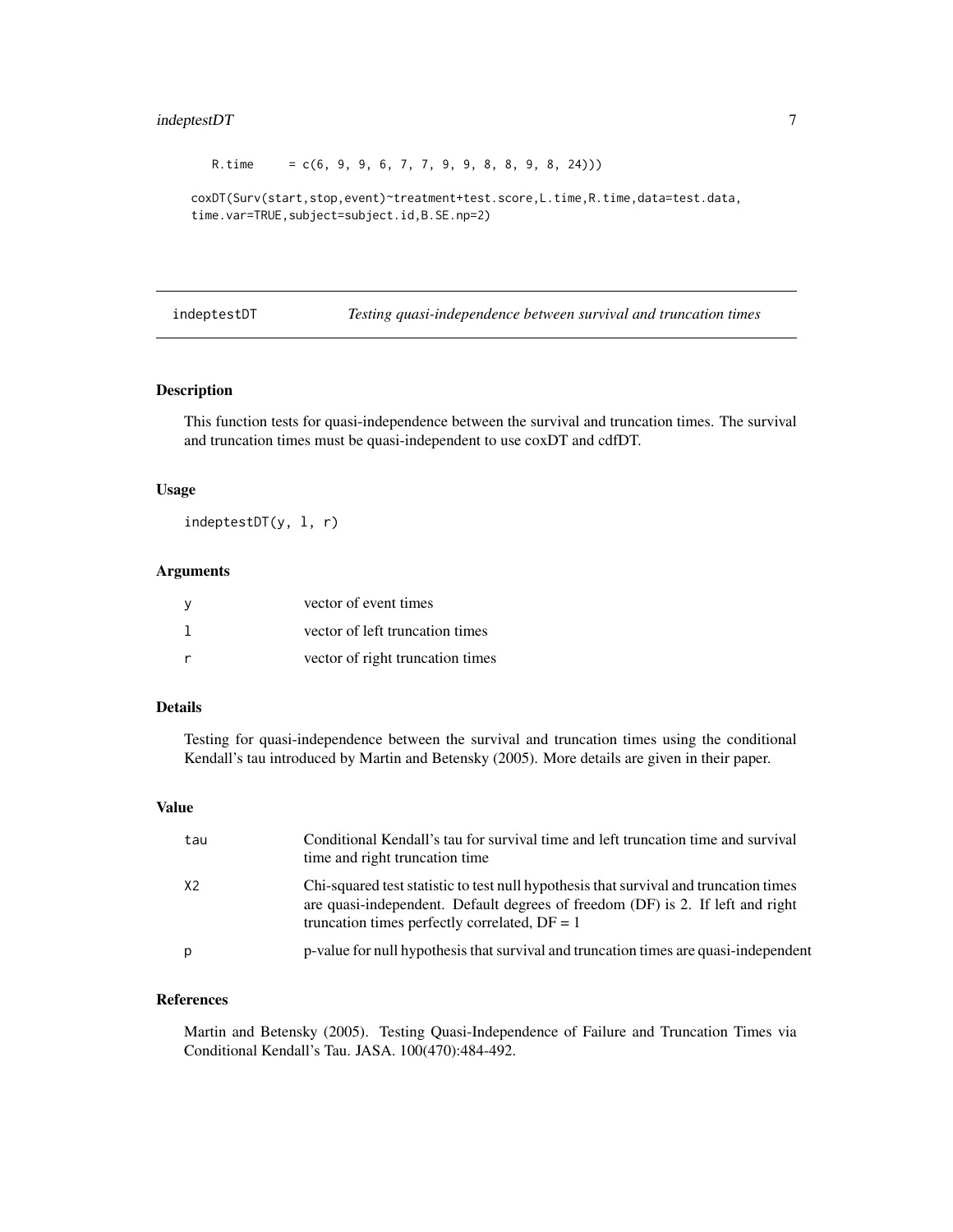```
    R.time     = c(6, 9, 9, 6, 7, 7, 9, 9, 8, 8, 9, 8, 24)))

coxDT(Surv(start,stop,event)~treatment+test.score,L.time,R.time,data=test.data,
time.var=TRUE,subject=subject.id,B.SE.np=2)
```

---

## indeptestDT *Testing quasi-independence between survival and truncation times*

---

### Description

This function tests for quasi-independence between the survival and truncation times. The survival and truncation times must be quasi-independent to use coxDT and cdfDT.

### Usage

```
indeptestDT(y, l, r)
```

### Arguments

| | |
|---|---|
| y | vector of event times |
| l | vector of left truncation times |
| r | vector of right truncation times |

### Details

Testing for quasi-independence between the survival and truncation times using the conditional Kendall's tau introduced by Martin and Betensky (2005). More details are given in their paper.

### Value

| | |
|---|---|
| tau | Conditional Kendall's tau for survival time and left truncation time and survival time and right truncation time |
| X2 | Chi-squared test statistic to test null hypothesis that survival and truncation times are quasi-independent. Default degrees of freedom (DF) is 2. If left and right truncation times perfectly correlated, DF = 1 |
| p | p-value for null hypothesis that survival and truncation times are quasi-independent |

### References

Martin and Betensky (2005). Testing Quasi-Independence of Failure and Truncation Times via Conditional Kendall's Tau. JASA. 100(470):484-492.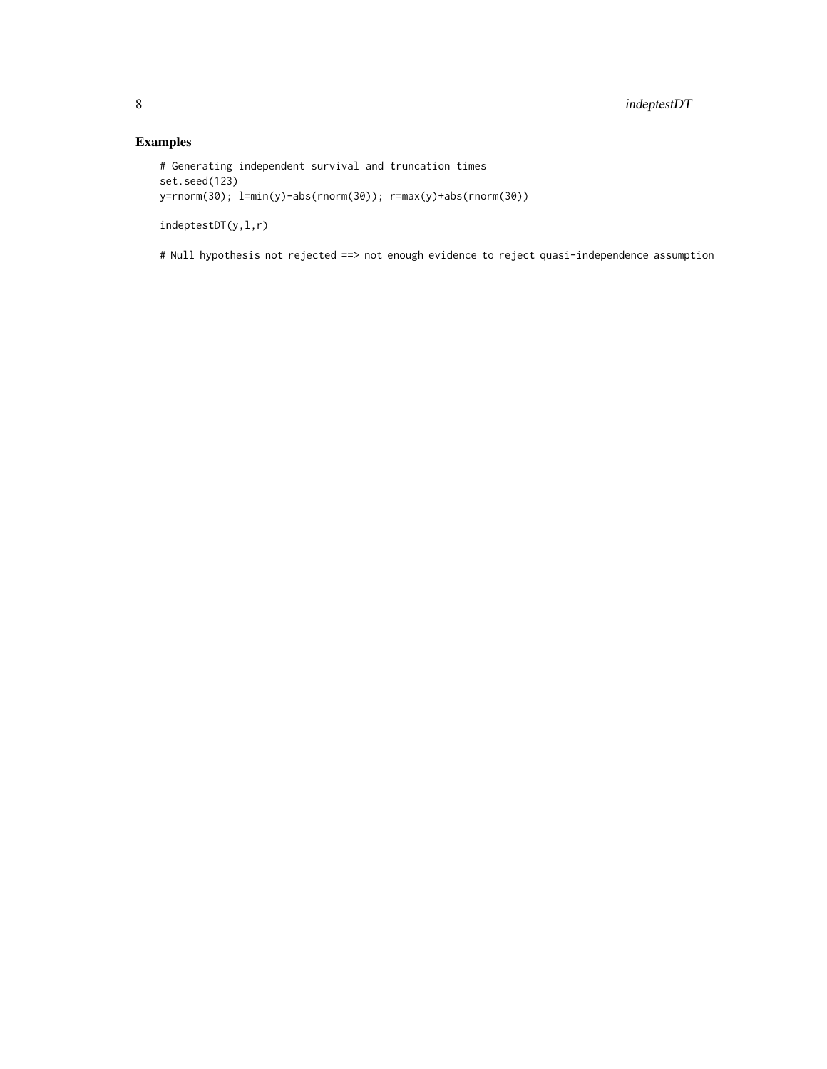## Examples

```
# Generating independent survival and truncation times
set.seed(123)
y=rnorm(30); l=min(y)-abs(rnorm(30)); r=max(y)+abs(rnorm(30))

indeptestDT(y,l,r)

# Null hypothesis not rejected ==> not enough evidence to reject quasi-independence assumption
```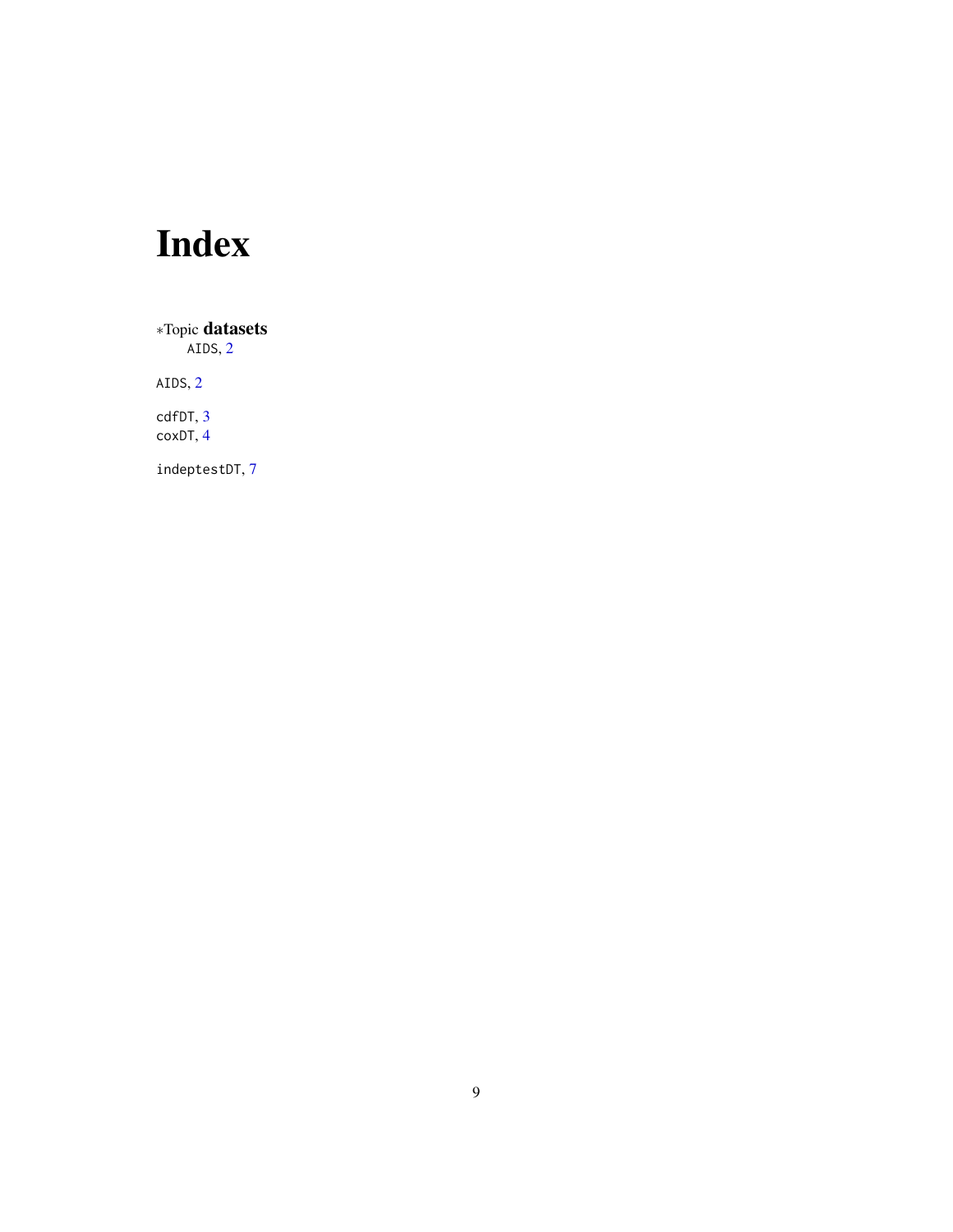# Index

∗Topic **datasets**
  AIDS, 2

AIDS, 2

cdfDT, 3
coxDT, 4

indeptestDT, 7